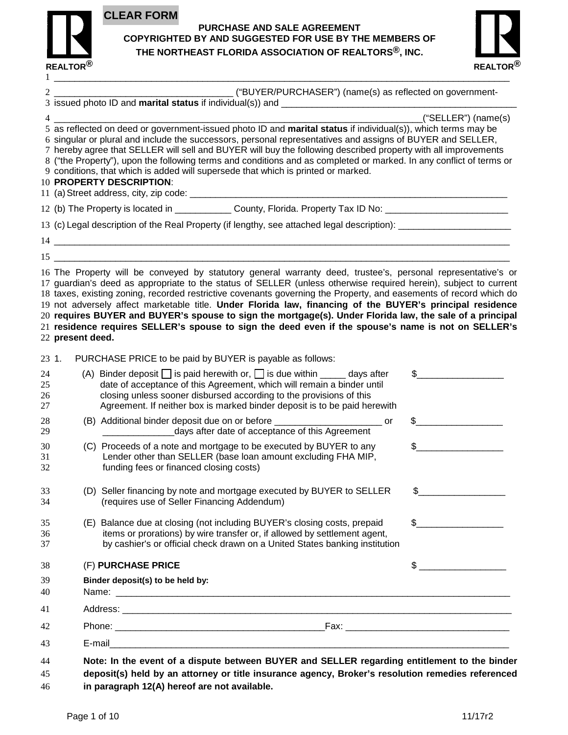CLEAR FORM

# PURCHASE AND SALE AGREEMENT

**COPYRIGHTED BY AND SUGGESTED FOR USE BY THE MEMBERS OF THE NORTHEAST FLORIDA ASSOCIATION OF REALTORS®, INC.**

REALTOR® REALTOR®

1 ______________________________________________________________________________

2 __________________________________ ("BUYER/PURCHASER") (name(s) as reflected on government-
3 issued photo ID and **marital status** if individual(s)) and ____________________________________________

4 ________________________________________________________________________("SELLER") (name(s)
5 as reflected on deed or government-issued photo ID and **marital status** if individual(s)), which terms may be
6 singular or plural and include the successors, personal representatives and assigns of BUYER and SELLER,
7 hereby agree that SELLER will sell and BUYER will buy the following described property with all improvements
8 ("the Property"), upon the following terms and conditions and as completed or marked. In any conflict of terms or
9 conditions, that which is added will supersede that which is printed or marked.

10 **PROPERTY DESCRIPTION**:

11 (a) Street address, city, zip code: ______________________________________________________________

12 (b) The Property is located in ___________ County, Florida. Property Tax ID No: ________________________

13 (c) Legal description of the Real Property (if lengthy, see attached legal description): ______________________

14 ______________________________________________________________________________

15 ______________________________________________________________________________

16 The Property will be conveyed by statutory general warranty deed, trustee's, personal representative's or
17 guardian's deed as appropriate to the status of SELLER (unless otherwise required herein), subject to current
18 taxes, existing zoning, recorded restrictive covenants governing the Property, and easements of record which do
19 not adversely affect marketable title. **Under Florida law, financing of the BUYER's principal residence**
20 **requires BUYER and BUYER's spouse to sign the mortgage(s). Under Florida law, the sale of a principal**
21 **residence requires SELLER's spouse to sign the deed even if the spouse's name is not on SELLER's**
22 **present deed.**

23 1. PURCHASE PRICE to be paid by BUYER is payable as follows:

24 (A) Binder deposit ☐ is paid herewith or, ☐ is due within _____ days after $_________________
25 date of acceptance of this Agreement, which will remain a binder until
26 closing unless sooner disbursed according to the provisions of this
27 Agreement. If neither box is marked binder deposit is to be paid herewith

28 (B) Additional binder deposit due on or before _____________________ or $_________________
29 ______________days after date of acceptance of this Agreement

30 (C) Proceeds of a note and mortgage to be executed by BUYER to any $_________________
31 Lender other than SELLER (base loan amount excluding FHA MIP,
32 funding fees or financed closing costs)

33 (D) Seller financing by note and mortgage executed by BUYER to SELLER $_________________
34 (requires use of Seller Financing Addendum)

35 (E) Balance due at closing (not including BUYER's closing costs, prepaid $_________________
36 items or prorations) by wire transfer or, if allowed by settlement agent,
37 by cashier's or official check drawn on a United States banking institution

38 (F) **PURCHASE PRICE** $ _________________

39 **Binder deposit(s) to be held by:**
40 Name: ________________________________________________________________________

41 Address: ______________________________________________________________________

42 Phone: __________________________________________Fax: _________________________________

43 E-mail__________________________________________________________________________

44 **Note: In the event of a dispute between BUYER and SELLER regarding entitlement to the binder**
45 **deposit(s) held by an attorney or title insurance agency, Broker's resolution remedies referenced**
46 **in paragraph 12(A) hereof are not available.**

11/17r2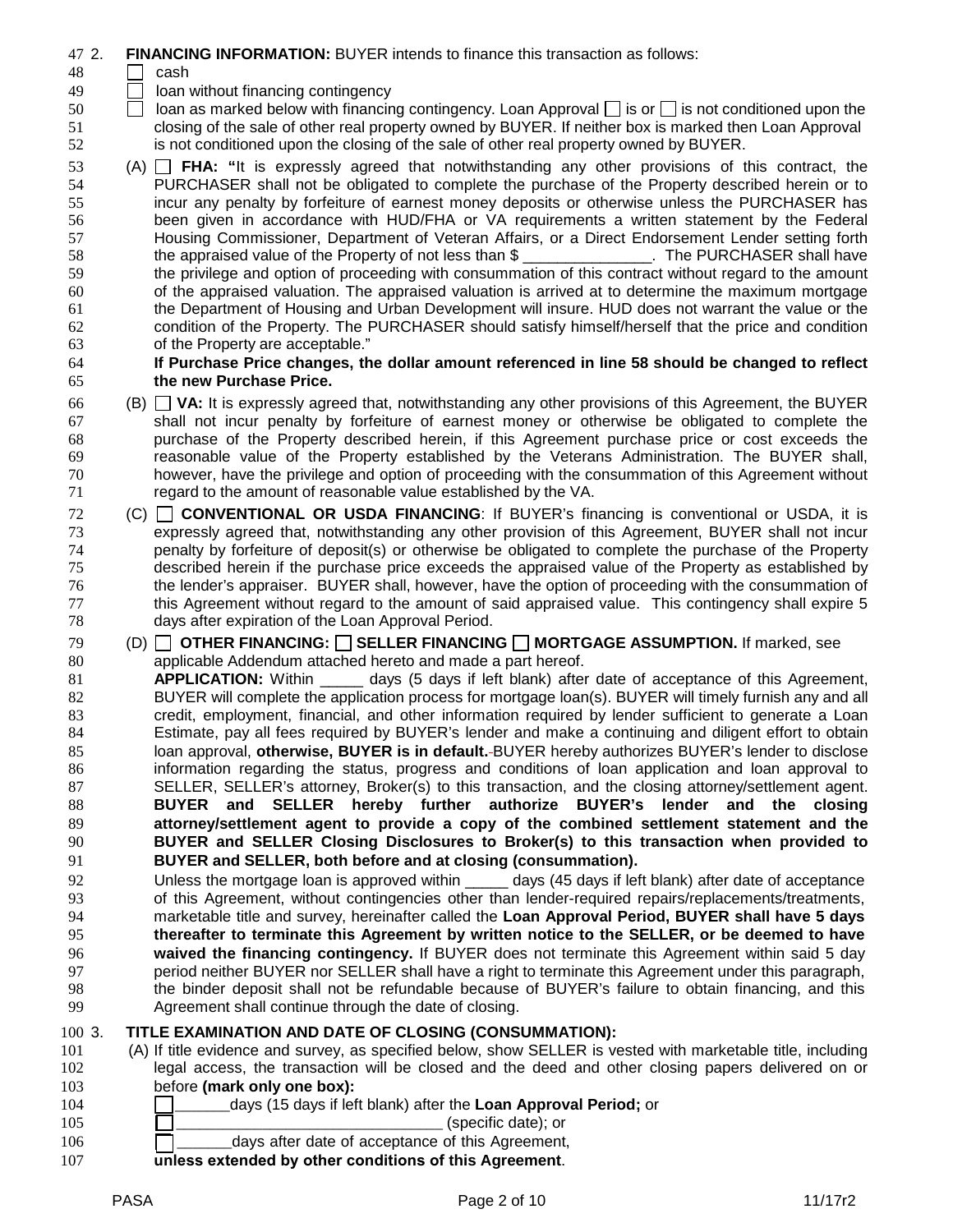2. **FINANCING INFORMATION:** BUYER intends to finance this transaction as follows:

☐ cash

☐ loan without financing contingency

☐ loan as marked below with financing contingency. Loan Approval ☐ is or ☐ is not conditioned upon the closing of the sale of other real property owned by BUYER. If neither box is marked then Loan Approval is not conditioned upon the closing of the sale of other real property owned by BUYER.

(A) ☐ **FHA: "**It is expressly agreed that notwithstanding any other provisions of this contract, the PURCHASER shall not be obligated to complete the purchase of the Property described herein or to incur any penalty by forfeiture of earnest money deposits or otherwise unless the PURCHASER has been given in accordance with HUD/FHA or VA requirements a written statement by the Federal Housing Commissioner, Department of Veteran Affairs, or a Direct Endorsement Lender setting forth the appraised value of the Property of not less than $ _______________. The PURCHASER shall have the privilege and option of proceeding with consummation of this contract without regard to the amount of the appraised valuation. The appraised valuation is arrived at to determine the maximum mortgage the Department of Housing and Urban Development will insure. HUD does not warrant the value or the condition of the Property. The PURCHASER should satisfy himself/herself that the price and condition of the Property are acceptable."

**If Purchase Price changes, the dollar amount referenced in line 58 should be changed to reflect the new Purchase Price.**

(B) ☐ **VA:** It is expressly agreed that, notwithstanding any other provisions of this Agreement, the BUYER shall not incur penalty by forfeiture of earnest money or otherwise be obligated to complete the purchase of the Property described herein, if this Agreement purchase price or cost exceeds the reasonable value of the Property established by the Veterans Administration. The BUYER shall, however, have the privilege and option of proceeding with the consummation of this Agreement without regard to the amount of reasonable value established by the VA.

(C) ☐ **CONVENTIONAL OR USDA FINANCING**: If BUYER's financing is conventional or USDA, it is expressly agreed that, notwithstanding any other provision of this Agreement, BUYER shall not incur penalty by forfeiture of deposit(s) or otherwise be obligated to complete the purchase of the Property described herein if the purchase price exceeds the appraised value of the Property as established by the lender's appraiser. BUYER shall, however, have the option of proceeding with the consummation of this Agreement without regard to the amount of said appraised value. This contingency shall expire 5 days after expiration of the Loan Approval Period.

(D) ☐ **OTHER FINANCING: ☐ SELLER FINANCING ☐ MORTGAGE ASSUMPTION.** If marked, see applicable Addendum attached hereto and made a part hereof.

**APPLICATION:** Within _____ days (5 days if left blank) after date of acceptance of this Agreement, BUYER will complete the application process for mortgage loan(s). BUYER will timely furnish any and all credit, employment, financial, and other information required by lender sufficient to generate a Loan Estimate, pay all fees required by BUYER's lender and make a continuing and diligent effort to obtain loan approval, **otherwise, BUYER is in default.** BUYER hereby authorizes BUYER's lender to disclose information regarding the status, progress and conditions of loan application and loan approval to SELLER, SELLER's attorney, Broker(s) to this transaction, and the closing attorney/settlement agent. **BUYER and SELLER hereby further authorize BUYER's lender and the closing attorney/settlement agent to provide a copy of the combined settlement statement and the BUYER and SELLER Closing Disclosures to Broker(s) to this transaction when provided to BUYER and SELLER, both before and at closing (consummation).**

Unless the mortgage loan is approved within _____ days (45 days if left blank) after date of acceptance of this Agreement, without contingencies other than lender-required repairs/replacements/treatments, marketable title and survey, hereinafter called the **Loan Approval Period, BUYER shall have 5 days thereafter to terminate this Agreement by written notice to the SELLER, or be deemed to have waived the financing contingency.** If BUYER does not terminate this Agreement within said 5 day period neither BUYER nor SELLER shall have a right to terminate this Agreement under this paragraph, the binder deposit shall not be refundable because of BUYER's failure to obtain financing, and this Agreement shall continue through the date of closing.

3. **TITLE EXAMINATION AND DATE OF CLOSING (CONSUMMATION):**

(A) If title evidence and survey, as specified below, show SELLER is vested with marketable title, including legal access, the transaction will be closed and the deed and other closing papers delivered on or before **(mark only one box):**

☐ ______days (15 days if left blank) after the **Loan Approval Period;** or

☐ ______________________________ (specific date); or

☐ ______days after date of acceptance of this Agreement,

**unless extended by other conditions of this Agreement**.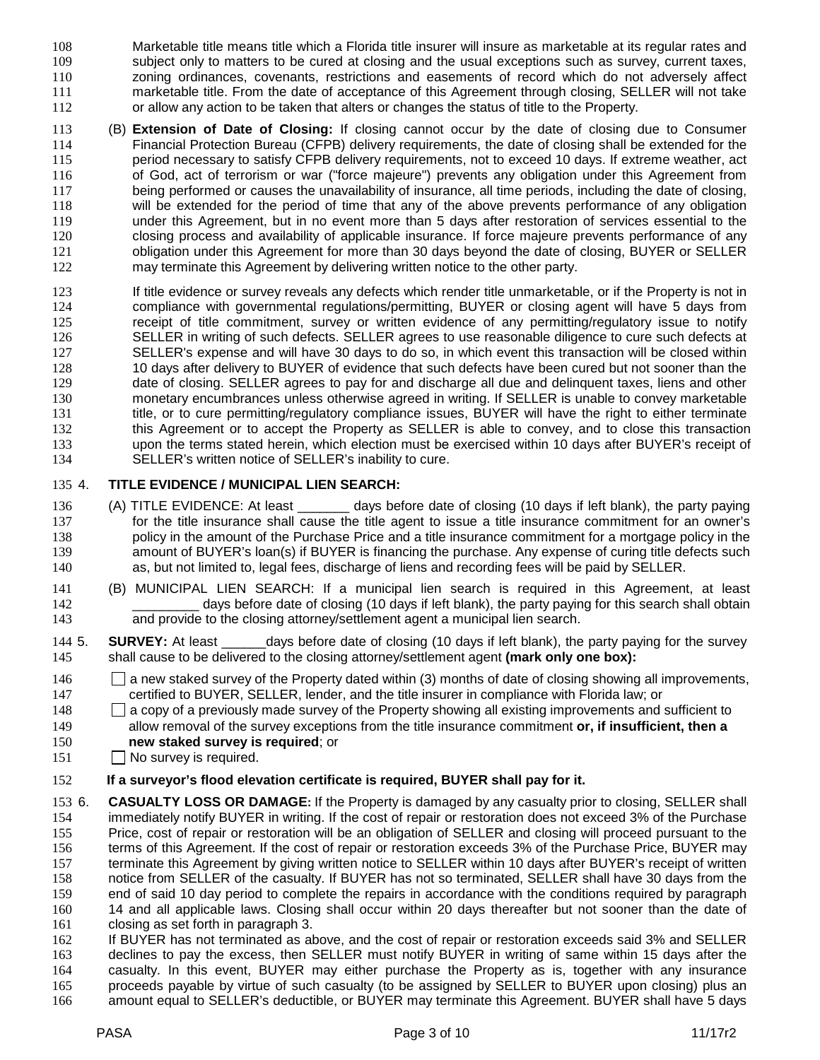Marketable title means title which a Florida title insurer will insure as marketable at its regular rates and subject only to matters to be cured at closing and the usual exceptions such as survey, current taxes, zoning ordinances, covenants, restrictions and easements of record which do not adversely affect marketable title. From the date of acceptance of this Agreement through closing, SELLER will not take or allow any action to be taken that alters or changes the status of title to the Property.

(B) **Extension of Date of Closing:** If closing cannot occur by the date of closing due to Consumer Financial Protection Bureau (CFPB) delivery requirements, the date of closing shall be extended for the period necessary to satisfy CFPB delivery requirements, not to exceed 10 days. If extreme weather, act of God, act of terrorism or war ("force majeure") prevents any obligation under this Agreement from being performed or causes the unavailability of insurance, all time periods, including the date of closing, will be extended for the period of time that any of the above prevents performance of any obligation under this Agreement, but in no event more than 5 days after restoration of services essential to the closing process and availability of applicable insurance. If force majeure prevents performance of any obligation under this Agreement for more than 30 days beyond the date of closing, BUYER or SELLER may terminate this Agreement by delivering written notice to the other party.

If title evidence or survey reveals any defects which render title unmarketable, or if the Property is not in compliance with governmental regulations/permitting, BUYER or closing agent will have 5 days from receipt of title commitment, survey or written evidence of any permitting/regulatory issue to notify SELLER in writing of such defects. SELLER agrees to use reasonable diligence to cure such defects at SELLER's expense and will have 30 days to do so, in which event this transaction will be closed within 10 days after delivery to BUYER of evidence that such defects have been cured but not sooner than the date of closing. SELLER agrees to pay for and discharge all due and delinquent taxes, liens and other monetary encumbrances unless otherwise agreed in writing. If SELLER is unable to convey marketable title, or to cure permitting/regulatory compliance issues, BUYER will have the right to either terminate this Agreement or to accept the Property as SELLER is able to convey, and to close this transaction upon the terms stated herein, which election must be exercised within 10 days after BUYER's receipt of SELLER's written notice of SELLER's inability to cure.

4. **TITLE EVIDENCE / MUNICIPAL LIEN SEARCH:**

(A) TITLE EVIDENCE: At least _______ days before date of closing (10 days if left blank), the party paying for the title insurance shall cause the title agent to issue a title insurance commitment for an owner's policy in the amount of the Purchase Price and a title insurance commitment for a mortgage policy in the amount of BUYER's loan(s) if BUYER is financing the purchase. Any expense of curing title defects such as, but not limited to, legal fees, discharge of liens and recording fees will be paid by SELLER.

(B) MUNICIPAL LIEN SEARCH: If a municipal lien search is required in this Agreement, at least _________ days before date of closing (10 days if left blank), the party paying for this search shall obtain and provide to the closing attorney/settlement agent a municipal lien search.

5. **SURVEY:** At least ______days before date of closing (10 days if left blank), the party paying for the survey shall cause to be delivered to the closing attorney/settlement agent **(mark only one box):**

- ☐ a new staked survey of the Property dated within (3) months of date of closing showing all improvements, certified to BUYER, SELLER, lender, and the title insurer in compliance with Florida law; or
- ☐ a copy of a previously made survey of the Property showing all existing improvements and sufficient to allow removal of the survey exceptions from the title insurance commitment **or, if insufficient, then a new staked survey is required**; or
- ☐ No survey is required.

**If a surveyor's flood elevation certificate is required, BUYER shall pay for it.**

6. **CASUALTY LOSS OR DAMAGE:** If the Property is damaged by any casualty prior to closing, SELLER shall immediately notify BUYER in writing. If the cost of repair or restoration does not exceed 3% of the Purchase Price, cost of repair or restoration will be an obligation of SELLER and closing will proceed pursuant to the terms of this Agreement. If the cost of repair or restoration exceeds 3% of the Purchase Price, BUYER may terminate this Agreement by giving written notice to SELLER within 10 days after BUYER's receipt of written notice from SELLER of the casualty. If BUYER has not so terminated, SELLER shall have 30 days from the end of said 10 day period to complete the repairs in accordance with the conditions required by paragraph 14 and all applicable laws. Closing shall occur within 20 days thereafter but not sooner than the date of closing as set forth in paragraph 3.

If BUYER has not terminated as above, and the cost of repair or restoration exceeds said 3% and SELLER declines to pay the excess, then SELLER must notify BUYER in writing of same within 15 days after the casualty. In this event, BUYER may either purchase the Property as is, together with any insurance proceeds payable by virtue of such casualty (to be assigned by SELLER to BUYER upon closing) plus an amount equal to SELLER's deductible, or BUYER may terminate this Agreement. BUYER shall have 5 days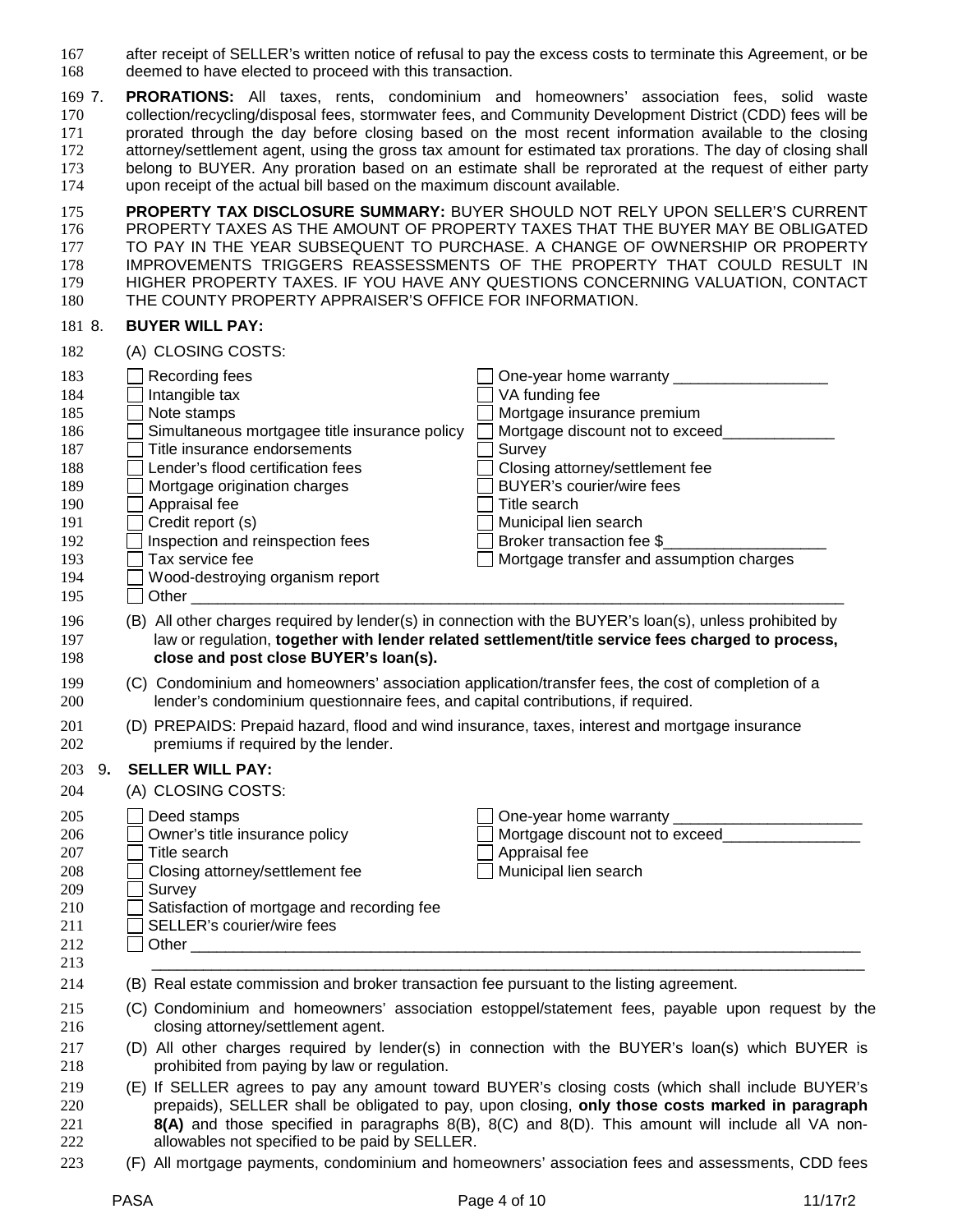after receipt of SELLER's written notice of refusal to pay the excess costs to terminate this Agreement, or be deemed to have elected to proceed with this transaction.

7. **PRORATIONS:** All taxes, rents, condominium and homeowners' association fees, solid waste collection/recycling/disposal fees, stormwater fees, and Community Development District (CDD) fees will be prorated through the day before closing based on the most recent information available to the closing attorney/settlement agent, using the gross tax amount for estimated tax prorations. The day of closing shall belong to BUYER. Any proration based on an estimate shall be reprorated at the request of either party upon receipt of the actual bill based on the maximum discount available.

**PROPERTY TAX DISCLOSURE SUMMARY:** BUYER SHOULD NOT RELY UPON SELLER'S CURRENT PROPERTY TAXES AS THE AMOUNT OF PROPERTY TAXES THAT THE BUYER MAY BE OBLIGATED TO PAY IN THE YEAR SUBSEQUENT TO PURCHASE. A CHANGE OF OWNERSHIP OR PROPERTY IMPROVEMENTS TRIGGERS REASSESSMENTS OF THE PROPERTY THAT COULD RESULT IN HIGHER PROPERTY TAXES. IF YOU HAVE ANY QUESTIONS CONCERNING VALUATION, CONTACT THE COUNTY PROPERTY APPRAISER'S OFFICE FOR INFORMATION.

8. **BUYER WILL PAY:**

(A) CLOSING COSTS:

- ☐ Recording fees
- ☐ Intangible tax
- ☐ Note stamps
- ☐ Simultaneous mortgagee title insurance policy
- ☐ Title insurance endorsements
- ☐ Lender's flood certification fees
- ☐ Mortgage origination charges
- ☐ Appraisal fee
- ☐ Credit report (s)
- ☐ Inspection and reinspection fees
- ☐ Tax service fee
- ☐ Wood-destroying organism report
- ☐ One-year home warranty ______________
- ☐ VA funding fee
- ☐ Mortgage insurance premium
- ☐ Mortgage discount not to exceed______________
- ☐ Survey
- ☐ Closing attorney/settlement fee
- ☐ BUYER's courier/wire fees
- ☐ Title search
- ☐ Municipal lien search
- ☐ Broker transaction fee $______________
- ☐ Mortgage transfer and assumption charges
- ☐ Other ______________________________________________

(B) All other charges required by lender(s) in connection with the BUYER's loan(s), unless prohibited by law or regulation, **together with lender related settlement/title service fees charged to process, close and post close BUYER's loan(s).**

(C) Condominium and homeowners' association application/transfer fees, the cost of completion of a lender's condominium questionnaire fees, and capital contributions, if required.

(D) PREPAIDS: Prepaid hazard, flood and wind insurance, taxes, interest and mortgage insurance premiums if required by the lender.

9. **SELLER WILL PAY:**

(A) CLOSING COSTS:

- ☐ Deed stamps
- ☐ Owner's title insurance policy
- ☐ Title search
- ☐ Closing attorney/settlement fee
- ☐ Survey
- ☐ Satisfaction of mortgage and recording fee
- ☐ SELLER's courier/wire fees
- ☐ One-year home warranty ______________
- ☐ Mortgage discount not to exceed______________
- ☐ Appraisal fee
- ☐ Municipal lien search
- ☐ Other ______________________________________________

______________________________________________

(B) Real estate commission and broker transaction fee pursuant to the listing agreement.

(C) Condominium and homeowners' association estoppel/statement fees, payable upon request by the closing attorney/settlement agent.

(D) All other charges required by lender(s) in connection with the BUYER's loan(s) which BUYER is prohibited from paying by law or regulation.

(E) If SELLER agrees to pay any amount toward BUYER's closing costs (which shall include BUYER's prepaids), SELLER shall be obligated to pay, upon closing, **only those costs marked in paragraph 8(A)** and those specified in paragraphs 8(B), 8(C) and 8(D). This amount will include all VA non-allowables not specified to be paid by SELLER.

(F) All mortgage payments, condominium and homeowners' association fees and assessments, CDD fees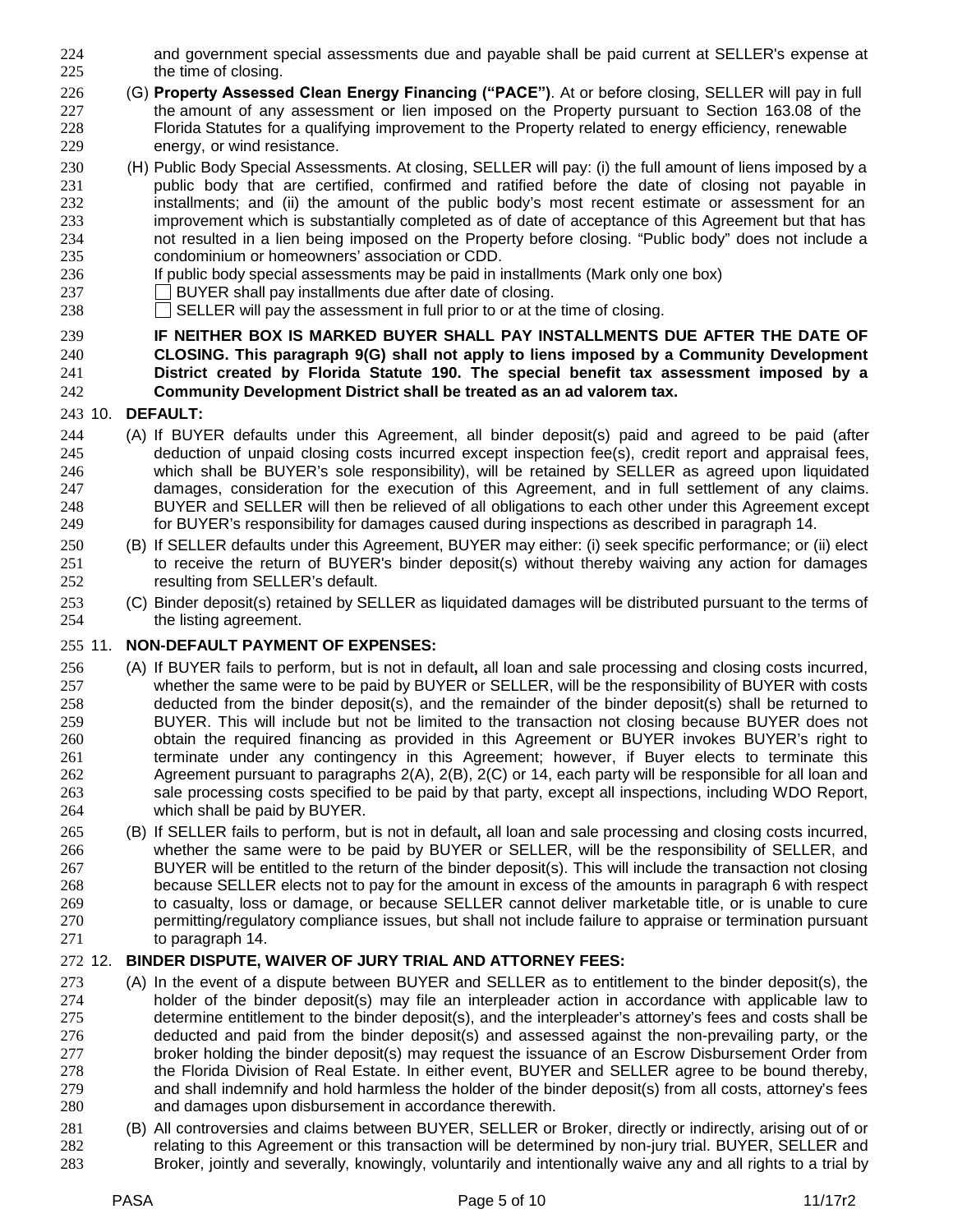and government special assessments due and payable shall be paid current at SELLER's expense at the time of closing.

(G) **Property Assessed Clean Energy Financing ("PACE")**. At or before closing, SELLER will pay in full the amount of any assessment or lien imposed on the Property pursuant to Section 163.08 of the Florida Statutes for a qualifying improvement to the Property related to energy efficiency, renewable energy, or wind resistance.

(H) Public Body Special Assessments. At closing, SELLER will pay: (i) the full amount of liens imposed by a public body that are certified, confirmed and ratified before the date of closing not payable in installments; and (ii) the amount of the public body's most recent estimate or assessment for an improvement which is substantially completed as of date of acceptance of this Agreement but that has not resulted in a lien being imposed on the Property before closing. "Public body" does not include a condominium or homeowners' association or CDD.

If public body special assessments may be paid in installments (Mark only one box)

☐ BUYER shall pay installments due after date of closing.

☐ SELLER will pay the assessment in full prior to or at the time of closing.

**IF NEITHER BOX IS MARKED BUYER SHALL PAY INSTALLMENTS DUE AFTER THE DATE OF CLOSING. This paragraph 9(G) shall not apply to liens imposed by a Community Development District created by Florida Statute 190. The special benefit tax assessment imposed by a Community Development District shall be treated as an ad valorem tax.**

## 10. DEFAULT:

(A) If BUYER defaults under this Agreement, all binder deposit(s) paid and agreed to be paid (after deduction of unpaid closing costs incurred except inspection fee(s), credit report and appraisal fees, which shall be BUYER's sole responsibility), will be retained by SELLER as agreed upon liquidated damages, consideration for the execution of this Agreement, and in full settlement of any claims. BUYER and SELLER will then be relieved of all obligations to each other under this Agreement except for BUYER's responsibility for damages caused during inspections as described in paragraph 14.

(B) If SELLER defaults under this Agreement, BUYER may either: (i) seek specific performance; or (ii) elect to receive the return of BUYER's binder deposit(s) without thereby waiving any action for damages resulting from SELLER's default.

(C) Binder deposit(s) retained by SELLER as liquidated damages will be distributed pursuant to the terms of the listing agreement.

## 11. NON-DEFAULT PAYMENT OF EXPENSES:

(A) If BUYER fails to perform, but is not in default**,** all loan and sale processing and closing costs incurred, whether the same were to be paid by BUYER or SELLER, will be the responsibility of BUYER with costs deducted from the binder deposit(s), and the remainder of the binder deposit(s) shall be returned to BUYER. This will include but not be limited to the transaction not closing because BUYER does not obtain the required financing as provided in this Agreement or BUYER invokes BUYER's right to terminate under any contingency in this Agreement; however, if Buyer elects to terminate this Agreement pursuant to paragraphs 2(A), 2(B), 2(C) or 14, each party will be responsible for all loan and sale processing costs specified to be paid by that party, except all inspections, including WDO Report, which shall be paid by BUYER.

(B) If SELLER fails to perform, but is not in default**,** all loan and sale processing and closing costs incurred, whether the same were to be paid by BUYER or SELLER, will be the responsibility of SELLER, and BUYER will be entitled to the return of the binder deposit(s). This will include the transaction not closing because SELLER elects not to pay for the amount in excess of the amounts in paragraph 6 with respect to casualty, loss or damage, or because SELLER cannot deliver marketable title, or is unable to cure permitting/regulatory compliance issues, but shall not include failure to appraise or termination pursuant to paragraph 14.

## 12. BINDER DISPUTE, WAIVER OF JURY TRIAL AND ATTORNEY FEES:

(A) In the event of a dispute between BUYER and SELLER as to entitlement to the binder deposit(s), the holder of the binder deposit(s) may file an interpleader action in accordance with applicable law to determine entitlement to the binder deposit(s), and the interpleader's attorney's fees and costs shall be deducted and paid from the binder deposit(s) and assessed against the non-prevailing party, or the broker holding the binder deposit(s) may request the issuance of an Escrow Disbursement Order from the Florida Division of Real Estate. In either event, BUYER and SELLER agree to be bound thereby, and shall indemnify and hold harmless the holder of the binder deposit(s) from all costs, attorney's fees and damages upon disbursement in accordance therewith.

(B) All controversies and claims between BUYER, SELLER or Broker, directly or indirectly, arising out of or relating to this Agreement or this transaction will be determined by non-jury trial. BUYER, SELLER and Broker, jointly and severally, knowingly, voluntarily and intentionally waive any and all rights to a trial by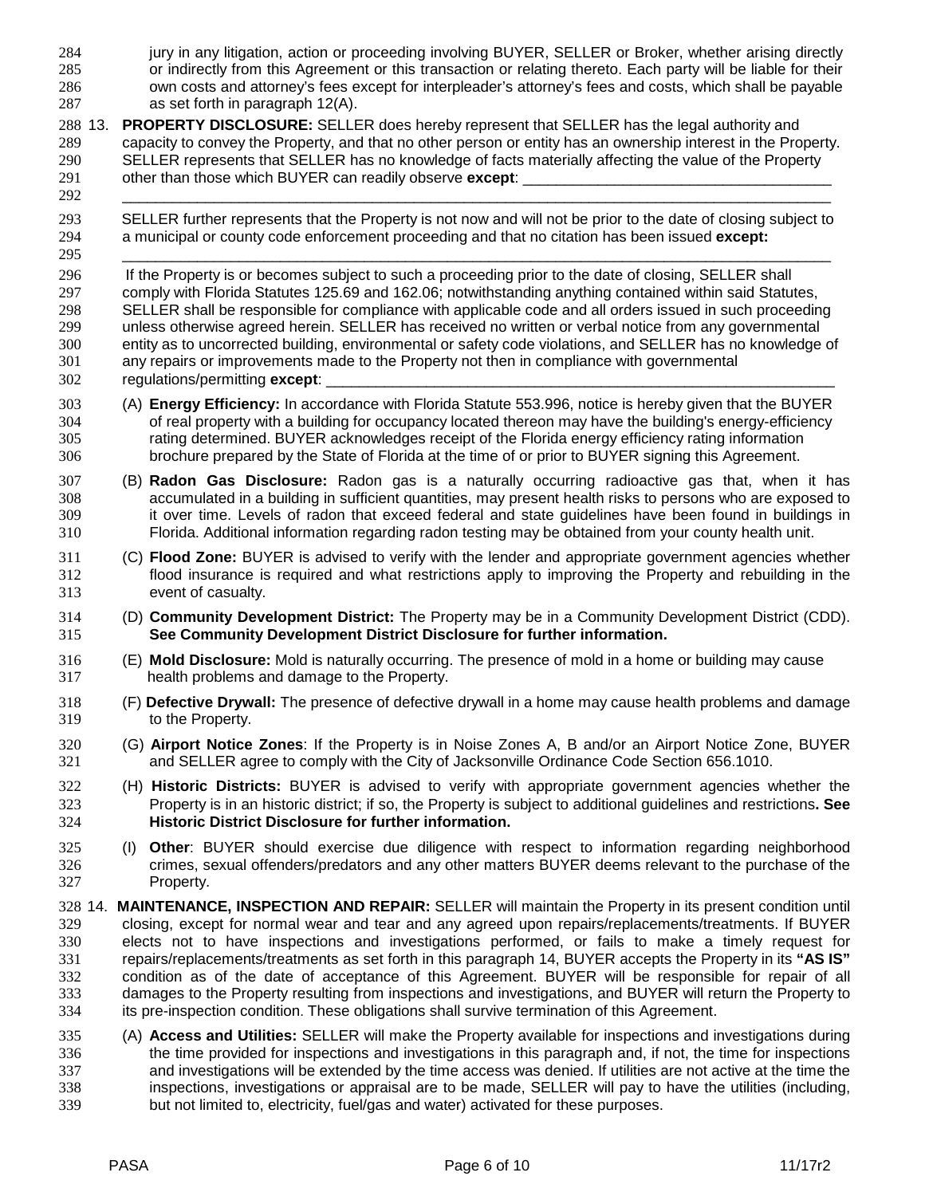jury in any litigation, action or proceeding involving BUYER, SELLER or Broker, whether arising directly or indirectly from this Agreement or this transaction or relating thereto. Each party will be liable for their own costs and attorney's fees except for interpleader's attorney's fees and costs, which shall be payable as set forth in paragraph 12(A).

13. **PROPERTY DISCLOSURE:** SELLER does hereby represent that SELLER has the legal authority and capacity to convey the Property, and that no other person or entity has an ownership interest in the Property. SELLER represents that SELLER has no knowledge of facts materially affecting the value of the Property other than those which BUYER can readily observe **except**: ______________________________________
______________________________________________________________________________________

SELLER further represents that the Property is not now and will not be prior to the date of closing subject to a municipal or county code enforcement proceeding and that no citation has been issued **except:**
______________________________________________________________________________________

If the Property is or becomes subject to such a proceeding prior to the date of closing, SELLER shall comply with Florida Statutes 125.69 and 162.06; notwithstanding anything contained within said Statutes, SELLER shall be responsible for compliance with applicable code and all orders issued in such proceeding unless otherwise agreed herein. SELLER has received no written or verbal notice from any governmental entity as to uncorrected building, environmental or safety code violations, and SELLER has no knowledge of any repairs or improvements made to the Property not then in compliance with governmental regulations/permitting **except**: ______________________________________________________________

(A) **Energy Efficiency:** In accordance with Florida Statute 553.996, notice is hereby given that the BUYER of real property with a building for occupancy located thereon may have the building's energy-efficiency rating determined. BUYER acknowledges receipt of the Florida energy efficiency rating information brochure prepared by the State of Florida at the time of or prior to BUYER signing this Agreement.

(B) **Radon Gas Disclosure:** Radon gas is a naturally occurring radioactive gas that, when it has accumulated in a building in sufficient quantities, may present health risks to persons who are exposed to it over time. Levels of radon that exceed federal and state guidelines have been found in buildings in Florida. Additional information regarding radon testing may be obtained from your county health unit.

(C) **Flood Zone:** BUYER is advised to verify with the lender and appropriate government agencies whether flood insurance is required and what restrictions apply to improving the Property and rebuilding in the event of casualty.

(D) **Community Development District:** The Property may be in a Community Development District (CDD). **See Community Development District Disclosure for further information.**

(E) **Mold Disclosure:** Mold is naturally occurring. The presence of mold in a home or building may cause health problems and damage to the Property.

(F) **Defective Drywall:** The presence of defective drywall in a home may cause health problems and damage to the Property.

(G) **Airport Notice Zones**: If the Property is in Noise Zones A, B and/or an Airport Notice Zone, BUYER and SELLER agree to comply with the City of Jacksonville Ordinance Code Section 656.1010.

(H) **Historic Districts:** BUYER is advised to verify with appropriate government agencies whether the Property is in an historic district; if so, the Property is subject to additional guidelines and restrictions**. See Historic District Disclosure for further information.**

(I) **Other**: BUYER should exercise due diligence with respect to information regarding neighborhood crimes, sexual offenders/predators and any other matters BUYER deems relevant to the purchase of the Property.

14. **MAINTENANCE, INSPECTION AND REPAIR:** SELLER will maintain the Property in its present condition until closing, except for normal wear and tear and any agreed upon repairs/replacements/treatments. If BUYER elects not to have inspections and investigations performed, or fails to make a timely request for repairs/replacements/treatments as set forth in this paragraph 14, BUYER accepts the Property in its **"AS IS"** condition as of the date of acceptance of this Agreement. BUYER will be responsible for repair of all damages to the Property resulting from inspections and investigations, and BUYER will return the Property to its pre-inspection condition. These obligations shall survive termination of this Agreement.

(A) **Access and Utilities:** SELLER will make the Property available for inspections and investigations during the time provided for inspections and investigations in this paragraph and, if not, the time for inspections and investigations will be extended by the time access was denied. If utilities are not active at the time the inspections, investigations or appraisal are to be made, SELLER will pay to have the utilities (including, but not limited to, electricity, fuel/gas and water) activated for these purposes.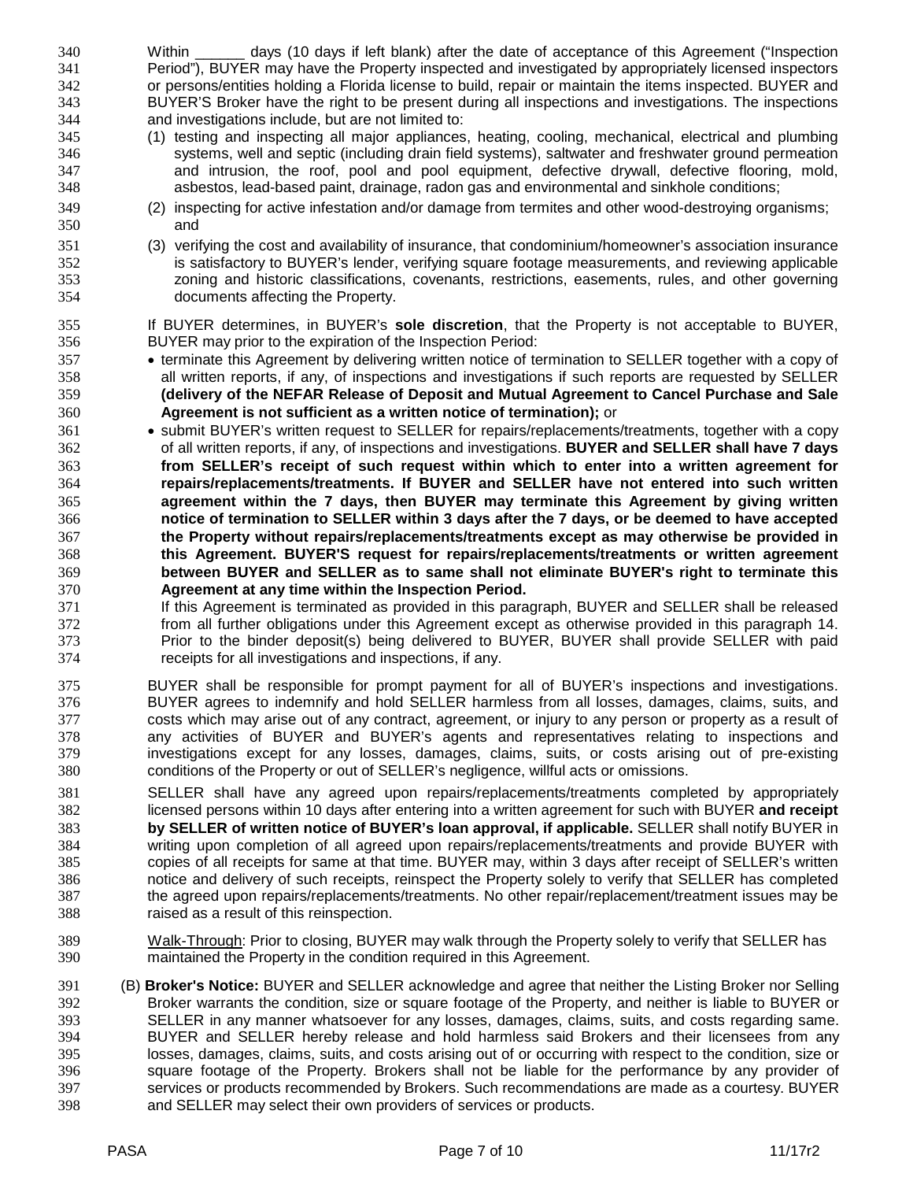Within ______ days (10 days if left blank) after the date of acceptance of this Agreement ("Inspection Period"), BUYER may have the Property inspected and investigated by appropriately licensed inspectors or persons/entities holding a Florida license to build, repair or maintain the items inspected. BUYER and BUYER'S Broker have the right to be present during all inspections and investigations. The inspections and investigations include, but are not limited to:

(1) testing and inspecting all major appliances, heating, cooling, mechanical, electrical and plumbing systems, well and septic (including drain field systems), saltwater and freshwater ground permeation and intrusion, the roof, pool and pool equipment, defective drywall, defective flooring, mold, asbestos, lead-based paint, drainage, radon gas and environmental and sinkhole conditions;

(2) inspecting for active infestation and/or damage from termites and other wood-destroying organisms; and

(3) verifying the cost and availability of insurance, that condominium/homeowner's association insurance is satisfactory to BUYER's lender, verifying square footage measurements, and reviewing applicable zoning and historic classifications, covenants, restrictions, easements, rules, and other governing documents affecting the Property.

If BUYER determines, in BUYER's **sole discretion**, that the Property is not acceptable to BUYER, BUYER may prior to the expiration of the Inspection Period:

- terminate this Agreement by delivering written notice of termination to SELLER together with a copy of all written reports, if any, of inspections and investigations if such reports are requested by SELLER **(delivery of the NEFAR Release of Deposit and Mutual Agreement to Cancel Purchase and Sale Agreement is not sufficient as a written notice of termination);** or
- submit BUYER's written request to SELLER for repairs/replacements/treatments, together with a copy of all written reports, if any, of inspections and investigations. **BUYER and SELLER shall have 7 days from SELLER's receipt of such request within which to enter into a written agreement for repairs/replacements/treatments. If BUYER and SELLER have not entered into such written agreement within the 7 days, then BUYER may terminate this Agreement by giving written notice of termination to SELLER within 3 days after the 7 days, or be deemed to have accepted the Property without repairs/replacements/treatments except as may otherwise be provided in this Agreement. BUYER'S request for repairs/replacements/treatments or written agreement between BUYER and SELLER as to same shall not eliminate BUYER's right to terminate this Agreement at any time within the Inspection Period.**

If this Agreement is terminated as provided in this paragraph, BUYER and SELLER shall be released from all further obligations under this Agreement except as otherwise provided in this paragraph 14. Prior to the binder deposit(s) being delivered to BUYER, BUYER shall provide SELLER with paid receipts for all investigations and inspections, if any.

BUYER shall be responsible for prompt payment for all of BUYER's inspections and investigations. BUYER agrees to indemnify and hold SELLER harmless from all losses, damages, claims, suits, and costs which may arise out of any contract, agreement, or injury to any person or property as a result of any activities of BUYER and BUYER's agents and representatives relating to inspections and investigations except for any losses, damages, claims, suits, or costs arising out of pre-existing conditions of the Property or out of SELLER's negligence, willful acts or omissions.

SELLER shall have any agreed upon repairs/replacements/treatments completed by appropriately licensed persons within 10 days after entering into a written agreement for such with BUYER **and receipt by SELLER of written notice of BUYER's loan approval, if applicable.** SELLER shall notify BUYER in writing upon completion of all agreed upon repairs/replacements/treatments and provide BUYER with copies of all receipts for same at that time. BUYER may, within 3 days after receipt of SELLER's written notice and delivery of such receipts, reinspect the Property solely to verify that SELLER has completed the agreed upon repairs/replacements/treatments. No other repair/replacement/treatment issues may be raised as a result of this reinspection.

<u>Walk-Through</u>: Prior to closing, BUYER may walk through the Property solely to verify that SELLER has maintained the Property in the condition required in this Agreement.

(B) **Broker's Notice:** BUYER and SELLER acknowledge and agree that neither the Listing Broker nor Selling Broker warrants the condition, size or square footage of the Property, and neither is liable to BUYER or SELLER in any manner whatsoever for any losses, damages, claims, suits, and costs regarding same. BUYER and SELLER hereby release and hold harmless said Brokers and their licensees from any losses, damages, claims, suits, and costs arising out of or occurring with respect to the condition, size or square footage of the Property. Brokers shall not be liable for the performance by any provider of services or products recommended by Brokers. Such recommendations are made as a courtesy. BUYER and SELLER may select their own providers of services or products.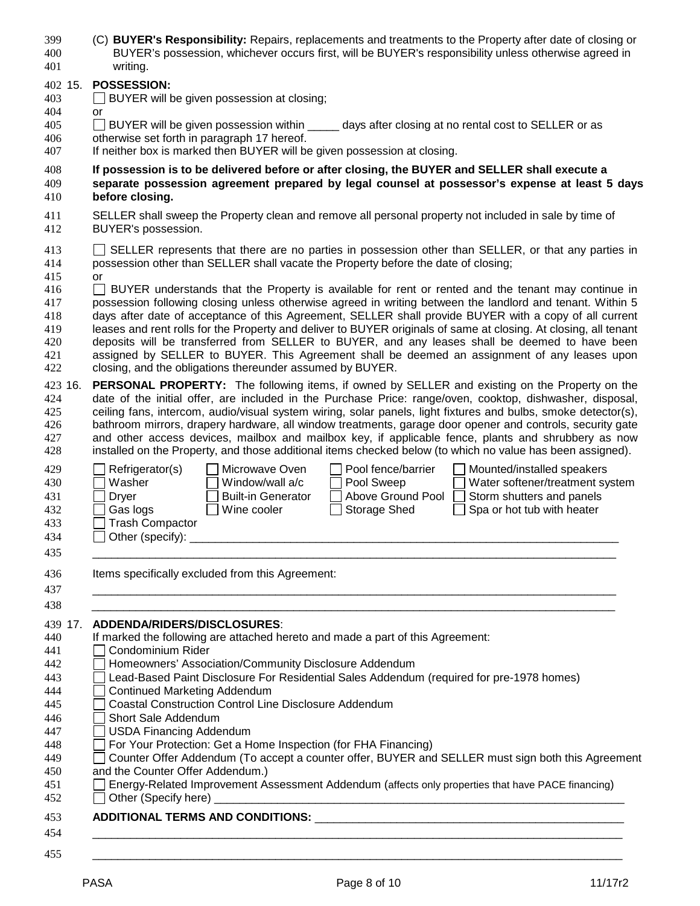(C) **BUYER's Responsibility:** Repairs, replacements and treatments to the Property after date of closing or BUYER's possession, whichever occurs first, will be BUYER's responsibility unless otherwise agreed in writing.

15. **POSSESSION:**

☐ BUYER will be given possession at closing;

or

☐ BUYER will be given possession within _____ days after closing at no rental cost to SELLER or as otherwise set forth in paragraph 17 hereof.

If neither box is marked then BUYER will be given possession at closing.

**If possession is to be delivered before or after closing, the BUYER and SELLER shall execute a separate possession agreement prepared by legal counsel at possessor's expense at least 5 days before closing.**

SELLER shall sweep the Property clean and remove all personal property not included in sale by time of BUYER's possession.

☐ SELLER represents that there are no parties in possession other than SELLER, or that any parties in possession other than SELLER shall vacate the Property before the date of closing;

or

☐ BUYER understands that the Property is available for rent or rented and the tenant may continue in possession following closing unless otherwise agreed in writing between the landlord and tenant. Within 5 days after date of acceptance of this Agreement, SELLER shall provide BUYER with a copy of all current leases and rent rolls for the Property and deliver to BUYER originals of same at closing. At closing, all tenant deposits will be transferred from SELLER to BUYER, and any leases shall be deemed to have been assigned by SELLER to BUYER. This Agreement shall be deemed an assignment of any leases upon closing, and the obligations thereunder assumed by BUYER.

16. **PERSONAL PROPERTY:** The following items, if owned by SELLER and existing on the Property on the date of the initial offer, are included in the Purchase Price: range/oven, cooktop, dishwasher, disposal, ceiling fans, intercom, audio/visual system wiring, solar panels, light fixtures and bulbs, smoke detector(s), bathroom mirrors, drapery hardware, all window treatments, garage door opener and controls, security gate and other access devices, mailbox and mailbox key, if applicable fence, plants and shrubbery as now installed on the Property, and those additional items checked below (to which no value has been assigned).

| | | | |
|---|---|---|---|
| ☐ Refrigerator(s) | ☐ Microwave Oven | ☐ Pool fence/barrier | ☐ Mounted/installed speakers |
| ☐ Washer | ☐ Window/wall a/c | ☐ Pool Sweep | ☐ Water softener/treatment system |
| ☐ Dryer | ☐ Built-in Generator | ☐ Above Ground Pool | ☐ Storm shutters and panels |
| ☐ Gas logs | ☐ Wine cooler | ☐ Storage Shed | ☐ Spa or hot tub with heater |
| ☐ Trash Compactor | | | |

☐ Other (specify): _______________________________________________________________________

_______________________________________________________________________________________

Items specifically excluded from this Agreement:

_______________________________________________________________________________________

_______________________________________________________________________________________

17. **ADDENDA/RIDERS/DISCLOSURES**:

If marked the following are attached hereto and made a part of this Agreement:

☐ Condominium Rider
☐ Homeowners' Association/Community Disclosure Addendum
☐ Lead-Based Paint Disclosure For Residential Sales Addendum (required for pre-1978 homes)
☐ Continued Marketing Addendum
☐ Coastal Construction Control Line Disclosure Addendum
☐ Short Sale Addendum
☐ USDA Financing Addendum
☐ For Your Protection: Get a Home Inspection (for FHA Financing)
☐ Counter Offer Addendum (To accept a counter offer, BUYER and SELLER must sign both this Agreement and the Counter Offer Addendum.)
☐ Energy-Related Improvement Assessment Addendum (affects only properties that have PACE financing)
☐ Other (Specify here) _______________________________________________________________

**ADDITIONAL TERMS AND CONDITIONS:** _________________________________________________

_______________________________________________________________________________________

_______________________________________________________________________________________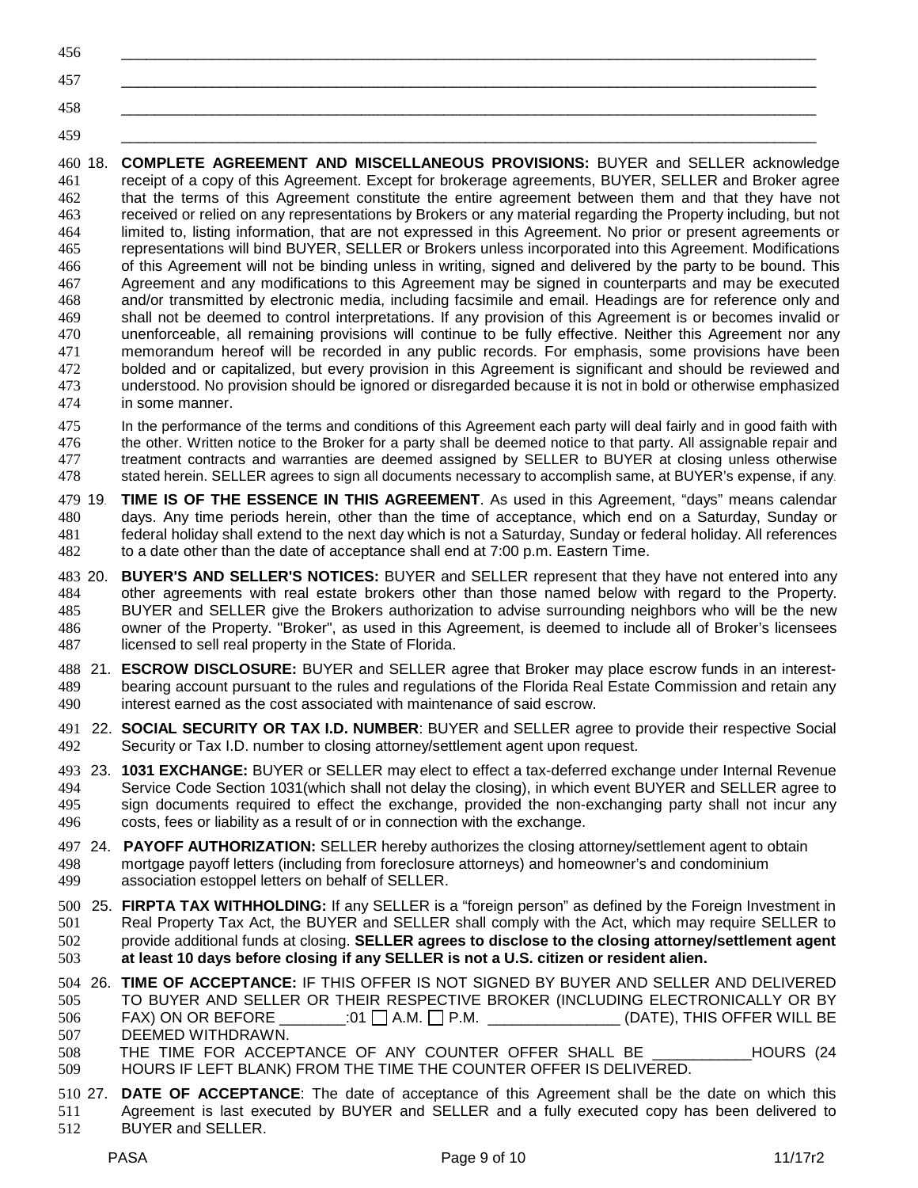456 ______________________________________________________________________________

457 ______________________________________________________________________________

458 ______________________________________________________________________________

459 ______________________________________________________________________________

460 18. **COMPLETE AGREEMENT AND MISCELLANEOUS PROVISIONS:** BUYER and SELLER acknowledge receipt of a copy of this Agreement. Except for brokerage agreements, BUYER, SELLER and Broker agree that the terms of this Agreement constitute the entire agreement between them and that they have not received or relied on any representations by Brokers or any material regarding the Property including, but not limited to, listing information, that are not expressed in this Agreement. No prior or present agreements or representations will bind BUYER, SELLER or Brokers unless incorporated into this Agreement. Modifications of this Agreement will not be binding unless in writing, signed and delivered by the party to be bound. This Agreement and any modifications to this Agreement may be signed in counterparts and may be executed and/or transmitted by electronic media, including facsimile and email. Headings are for reference only and shall not be deemed to control interpretations. If any provision of this Agreement is or becomes invalid or unenforceable, all remaining provisions will continue to be fully effective. Neither this Agreement nor any memorandum hereof will be recorded in any public records. For emphasis, some provisions have been bolded and or capitalized, but every provision in this Agreement is significant and should be reviewed and understood. No provision should be ignored or disregarded because it is not in bold or otherwise emphasized in some manner.

475 In the performance of the terms and conditions of this Agreement each party will deal fairly and in good faith with the other. Written notice to the Broker for a party shall be deemed notice to that party. All assignable repair and treatment contracts and warranties are deemed assigned by SELLER to BUYER at closing unless otherwise stated herein. SELLER agrees to sign all documents necessary to accomplish same, at BUYER's expense, if any.

479 19. **TIME IS OF THE ESSENCE IN THIS AGREEMENT**. As used in this Agreement, "days" means calendar days. Any time periods herein, other than the time of acceptance, which end on a Saturday, Sunday or federal holiday shall extend to the next day which is not a Saturday, Sunday or federal holiday. All references to a date other than the date of acceptance shall end at 7:00 p.m. Eastern Time.

483 20. **BUYER'S AND SELLER'S NOTICES:** BUYER and SELLER represent that they have not entered into any other agreements with real estate brokers other than those named below with regard to the Property. BUYER and SELLER give the Brokers authorization to advise surrounding neighbors who will be the new owner of the Property. "Broker", as used in this Agreement, is deemed to include all of Broker's licensees licensed to sell real property in the State of Florida.

488 21. **ESCROW DISCLOSURE:** BUYER and SELLER agree that Broker may place escrow funds in an interest-bearing account pursuant to the rules and regulations of the Florida Real Estate Commission and retain any interest earned as the cost associated with maintenance of said escrow.

491 22. **SOCIAL SECURITY OR TAX I.D. NUMBER**: BUYER and SELLER agree to provide their respective Social Security or Tax I.D. number to closing attorney/settlement agent upon request.

493 23. **1031 EXCHANGE:** BUYER or SELLER may elect to effect a tax-deferred exchange under Internal Revenue Service Code Section 1031(which shall not delay the closing), in which event BUYER and SELLER agree to sign documents required to effect the exchange, provided the non-exchanging party shall not incur any costs, fees or liability as a result of or in connection with the exchange.

497 24. **PAYOFF AUTHORIZATION:** SELLER hereby authorizes the closing attorney/settlement agent to obtain mortgage payoff letters (including from foreclosure attorneys) and homeowner's and condominium association estoppel letters on behalf of SELLER.

500 25. **FIRPTA TAX WITHHOLDING:** If any SELLER is a "foreign person" as defined by the Foreign Investment in Real Property Tax Act, the BUYER and SELLER shall comply with the Act, which may require SELLER to provide additional funds at closing. **SELLER agrees to disclose to the closing attorney/settlement agent at least 10 days before closing if any SELLER is not a U.S. citizen or resident alien.**

504 26. **TIME OF ACCEPTANCE:** IF THIS OFFER IS NOT SIGNED BY BUYER AND SELLER AND DELIVERED TO BUYER AND SELLER OR THEIR RESPECTIVE BROKER (INCLUDING ELECTRONICALLY OR BY FAX) ON OR BEFORE ________:01 ☐ A.M. ☐ P.M. ________________ (DATE), THIS OFFER WILL BE DEEMED WITHDRAWN.

508 THE TIME FOR ACCEPTANCE OF ANY COUNTER OFFER SHALL BE ____________HOURS (24 HOURS IF LEFT BLANK) FROM THE TIME THE COUNTER OFFER IS DELIVERED.

510 27. **DATE OF ACCEPTANCE**: The date of acceptance of this Agreement shall be the date on which this Agreement is last executed by BUYER and SELLER and a fully executed copy has been delivered to BUYER and SELLER.

PASA 11/17r2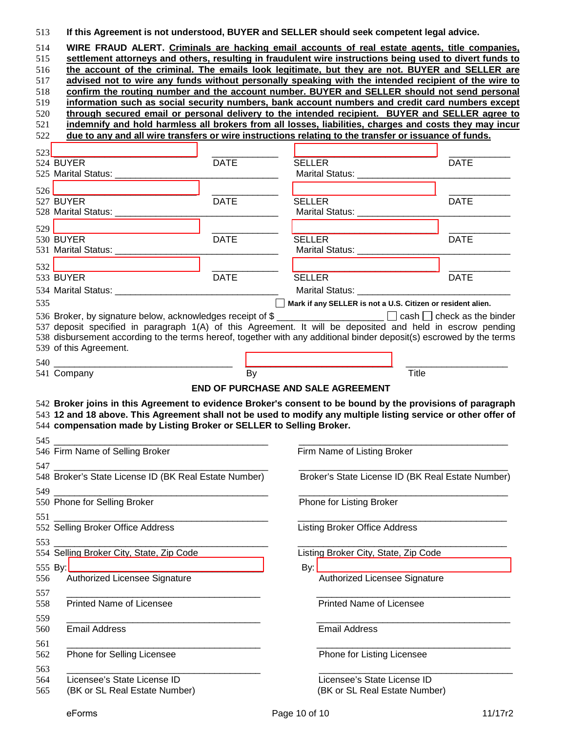513 **If this Agreement is not understood, BUYER and SELLER should seek competent legal advice.**

514 **WIRE FRAUD ALERT.** **<u>Criminals are hacking email accounts of real estate agents, title companies,</u>**
515 **<u>settlement attorneys and others, resulting in fraudulent wire instructions being used to divert funds to</u>**
516 **<u>the account of the criminal. The emails look legitimate, but they are not. BUYER and SELLER are</u>**
517 **<u>advised not to wire any funds without personally speaking with the intended recipient of the wire to</u>**
518 **<u>confirm the routing number and the account number. BUYER and SELLER should not send personal</u>**
519 **<u>information such as social security numbers, bank account numbers and credit card numbers except</u>**
520 **<u>through secured email or personal delivery to the intended recipient. BUYER and SELLER agree to</u>**
521 **<u>indemnify and hold harmless all brokers from all losses, liabilities, charges and costs they may incur</u>**
522 **<u>due to any and all wire transfers or wire instructions relating to the transfer or issuance of funds.</u>**

523 ______________________ __________ ______________________ __________
524 BUYER DATE SELLER DATE
525 Marital Status: ______________________ Marital Status: ______________________

526 ______________________ __________ ______________________ __________
527 BUYER DATE SELLER DATE
528 Marital Status: ______________________ Marital Status: ______________________

529 ______________________ __________ ______________________ __________
530 BUYER DATE SELLER DATE
531 Marital Status: ______________________ Marital Status: ______________________

532 ______________________ __________ ______________________ __________
533 BUYER DATE SELLER DATE
534 Marital Status: ______________________ Marital Status: ______________________

535 ☐ **Mark if any SELLER is not a U.S. Citizen or resident alien.**

536 Broker, by signature below, acknowledges receipt of $ ____________________ ☐ cash ☐ check as the binder
537 deposit specified in paragraph 1(A) of this Agreement. It will be deposited and held in escrow pending
538 disbursement according to the terms hereof, together with any additional binder deposit(s) escrowed by the terms
539 of this Agreement.

540 ______________________ ______________________ ______________________
541 Company By Title

**END OF PURCHASE AND SALE AGREEMENT**

542 **Broker joins in this Agreement to evidence Broker's consent to be bound by the provisions of paragraph**
543 **12 and 18 above. This Agreement shall not be used to modify any multiple listing service or other offer of**
544 **compensation made by Listing Broker or SELLER to Selling Broker.**

545 ______________________ ______________________
546 Firm Name of Selling Broker Firm Name of Listing Broker

547 ______________________ ______________________
548 Broker's State License ID (BK Real Estate Number) Broker's State License ID (BK Real Estate Number)

549 ______________________ ______________________
550 Phone for Selling Broker Phone for Listing Broker

551 ______________________ ______________________
552 Selling Broker Office Address Listing Broker Office Address

553 ______________________ ______________________
554 Selling Broker City, State, Zip Code Listing Broker City, State, Zip Code

555 By: ______________________ By: ______________________
556 Authorized Licensee Signature Authorized Licensee Signature

557 ______________________ ______________________
558 Printed Name of Licensee Printed Name of Licensee

559 ______________________ ______________________
560 Email Address Email Address

561 ______________________ ______________________
562 Phone for Selling Licensee Phone for Listing Licensee

563 ______________________ ______________________
564 Licensee's State License ID Licensee's State License ID
565 (BK or SL Real Estate Number) (BK or SL Real Estate Number)

eForms 11/17r2